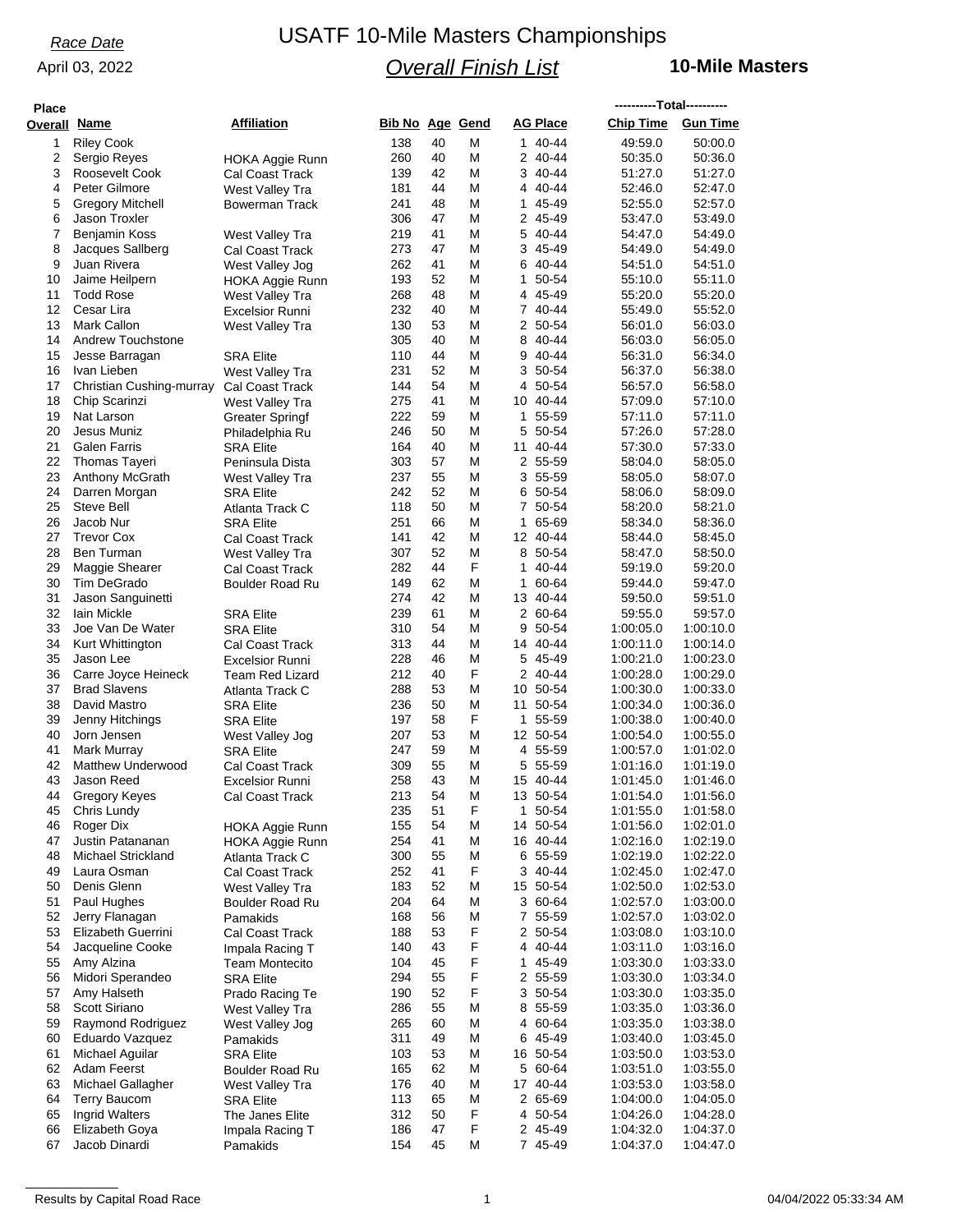*Race Date*

April 03, 2022

# USATF 10-Mile Masters Championships

## *Overall Finish List*

**10-Mile Masters**

| Place Overall | Name | Affiliation | Bib No | Age | Gend | AG Place | | ----------Total---------- Chip Time | Gun Time |
|---|---|---|---|---|---|---|---|---|---|
| 1 | Riley Cook | | 138 | 40 | M | 1 | 40-44 | 49:59.0 | 50:00.0 |
| 2 | Sergio Reyes | HOKA Aggie Runn | 260 | 40 | M | 2 | 40-44 | 50:35.0 | 50:36.0 |
| 3 | Roosevelt Cook | Cal Coast Track | 139 | 42 | M | 3 | 40-44 | 51:27.0 | 51:27.0 |
| 4 | Peter Gilmore | West Valley Tra | 181 | 44 | M | 4 | 40-44 | 52:46.0 | 52:47.0 |
| 5 | Gregory Mitchell | Bowerman Track | 241 | 48 | M | 1 | 45-49 | 52:55.0 | 52:57.0 |
| 6 | Jason Troxler | | 306 | 47 | M | 2 | 45-49 | 53:47.0 | 53:49.0 |
| 7 | Benjamin Koss | West Valley Tra | 219 | 41 | M | 5 | 40-44 | 54:47.0 | 54:49.0 |
| 8 | Jacques Sallberg | Cal Coast Track | 273 | 47 | M | 3 | 45-49 | 54:49.0 | 54:49.0 |
| 9 | Juan Rivera | West Valley Jog | 262 | 41 | M | 6 | 40-44 | 54:51.0 | 54:51.0 |
| 10 | Jaime Heilpern | HOKA Aggie Runn | 193 | 52 | M | 1 | 50-54 | 55:10.0 | 55:11.0 |
| 11 | Todd Rose | West Valley Tra | 268 | 48 | M | 4 | 45-49 | 55:20.0 | 55:20.0 |
| 12 | Cesar Lira | Excelsior Runni | 232 | 40 | M | 7 | 40-44 | 55:49.0 | 55:52.0 |
| 13 | Mark Callon | West Valley Tra | 130 | 53 | M | 2 | 50-54 | 56:01.0 | 56:03.0 |
| 14 | Andrew Touchstone | | 305 | 40 | M | 8 | 40-44 | 56:03.0 | 56:05.0 |
| 15 | Jesse Barragan | SRA Elite | 110 | 44 | M | 9 | 40-44 | 56:31.0 | 56:34.0 |
| 16 | Ivan Lieben | West Valley Tra | 231 | 52 | M | 3 | 50-54 | 56:37.0 | 56:38.0 |
| 17 | Christian Cushing-murray | Cal Coast Track | 144 | 54 | M | 4 | 50-54 | 56:57.0 | 56:58.0 |
| 18 | Chip Scarinzi | West Valley Tra | 275 | 41 | M | 10 | 40-44 | 57:09.0 | 57:10.0 |
| 19 | Nat Larson | Greater Springf | 222 | 59 | M | 1 | 55-59 | 57:11.0 | 57:11.0 |
| 20 | Jesus Muniz | Philadelphia Ru | 246 | 50 | M | 5 | 50-54 | 57:26.0 | 57:28.0 |
| 21 | Galen Farris | SRA Elite | 164 | 40 | M | 11 | 40-44 | 57:30.0 | 57:33.0 |
| 22 | Thomas Tayeri | Peninsula Dista | 303 | 57 | M | 2 | 55-59 | 58:04.0 | 58:05.0 |
| 23 | Anthony McGrath | West Valley Tra | 237 | 55 | M | 3 | 55-59 | 58:05.0 | 58:07.0 |
| 24 | Darren Morgan | SRA Elite | 242 | 52 | M | 6 | 50-54 | 58:06.0 | 58:09.0 |
| 25 | Steve Bell | Atlanta Track C | 118 | 50 | M | 7 | 50-54 | 58:20.0 | 58:21.0 |
| 26 | Jacob Nur | SRA Elite | 251 | 66 | M | 1 | 65-69 | 58:34.0 | 58:36.0 |
| 27 | Trevor Cox | Cal Coast Track | 141 | 42 | M | 12 | 40-44 | 58:44.0 | 58:45.0 |
| 28 | Ben Turman | West Valley Tra | 307 | 52 | M | 8 | 50-54 | 58:47.0 | 58:50.0 |
| 29 | Maggie Shearer | Cal Coast Track | 282 | 44 | F | 1 | 40-44 | 59:19.0 | 59:20.0 |
| 30 | Tim DeGrado | Boulder Road Ru | 149 | 62 | M | 1 | 60-64 | 59:44.0 | 59:47.0 |
| 31 | Jason Sanguinetti | | 274 | 42 | M | 13 | 40-44 | 59:50.0 | 59:51.0 |
| 32 | Iain Mickle | SRA Elite | 239 | 61 | M | 2 | 60-64 | 59:55.0 | 59:57.0 |
| 33 | Joe Van De Water | SRA Elite | 310 | 54 | M | 9 | 50-54 | 1:00:05.0 | 1:00:10.0 |
| 34 | Kurt Whittington | Cal Coast Track | 313 | 44 | M | 14 | 40-44 | 1:00:11.0 | 1:00:14.0 |
| 35 | Jason Lee | Excelsior Runni | 228 | 46 | M | 5 | 45-49 | 1:00:21.0 | 1:00:23.0 |
| 36 | Carre Joyce Heineck | Team Red Lizard | 212 | 40 | F | 2 | 40-44 | 1:00:28.0 | 1:00:29.0 |
| 37 | Brad Slavens | Atlanta Track C | 288 | 53 | M | 10 | 50-54 | 1:00:30.0 | 1:00:33.0 |
| 38 | David Mastro | SRA Elite | 236 | 50 | M | 11 | 50-54 | 1:00:34.0 | 1:00:36.0 |
| 39 | Jenny Hitchings | SRA Elite | 197 | 58 | F | 1 | 55-59 | 1:00:38.0 | 1:00:40.0 |
| 40 | Jorn Jensen | West Valley Jog | 207 | 53 | M | 12 | 50-54 | 1:00:54.0 | 1:00:55.0 |
| 41 | Mark Murray | SRA Elite | 247 | 59 | M | 4 | 55-59 | 1:00:57.0 | 1:01:02.0 |
| 42 | Matthew Underwood | Cal Coast Track | 309 | 55 | M | 5 | 55-59 | 1:01:16.0 | 1:01:19.0 |
| 43 | Jason Reed | Excelsior Runni | 258 | 43 | M | 15 | 40-44 | 1:01:45.0 | 1:01:46.0 |
| 44 | Gregory Keyes | Cal Coast Track | 213 | 54 | M | 13 | 50-54 | 1:01:54.0 | 1:01:56.0 |
| 45 | Chris Lundy | | 235 | 51 | F | 1 | 50-54 | 1:01:55.0 | 1:01:58.0 |
| 46 | Roger Dix | HOKA Aggie Runn | 155 | 54 | M | 14 | 50-54 | 1:01:56.0 | 1:02:01.0 |
| 47 | Justin Patananan | HOKA Aggie Runn | 254 | 41 | M | 16 | 40-44 | 1:02:16.0 | 1:02:19.0 |
| 48 | Michael Strickland | Atlanta Track C | 300 | 55 | M | 6 | 55-59 | 1:02:19.0 | 1:02:22.0 |
| 49 | Laura Osman | Cal Coast Track | 252 | 41 | F | 3 | 40-44 | 1:02:45.0 | 1:02:47.0 |
| 50 | Denis Glenn | West Valley Tra | 183 | 52 | M | 15 | 50-54 | 1:02:50.0 | 1:02:53.0 |
| 51 | Paul Hughes | Boulder Road Ru | 204 | 64 | M | 3 | 60-64 | 1:02:57.0 | 1:03:00.0 |
| 52 | Jerry Flanagan | Pamakids | 168 | 56 | M | 7 | 55-59 | 1:02:57.0 | 1:03:02.0 |
| 53 | Elizabeth Guerrini | Cal Coast Track | 188 | 53 | F | 2 | 50-54 | 1:03:08.0 | 1:03:10.0 |
| 54 | Jacqueline Cooke | Impala Racing T | 140 | 43 | F | 4 | 40-44 | 1:03:11.0 | 1:03:16.0 |
| 55 | Amy Alzina | Team Montecito | 104 | 45 | F | 1 | 45-49 | 1:03:30.0 | 1:03:33.0 |
| 56 | Midori Sperandeo | SRA Elite | 294 | 55 | F | 2 | 55-59 | 1:03:30.0 | 1:03:34.0 |
| 57 | Amy Halseth | Prado Racing Te | 190 | 52 | F | 3 | 50-54 | 1:03:30.0 | 1:03:35.0 |
| 58 | Scott Siriano | West Valley Tra | 286 | 55 | M | 8 | 55-59 | 1:03:35.0 | 1:03:36.0 |
| 59 | Raymond Rodriguez | West Valley Jog | 265 | 60 | M | 4 | 60-64 | 1:03:35.0 | 1:03:38.0 |
| 60 | Eduardo Vazquez | Pamakids | 311 | 49 | M | 6 | 45-49 | 1:03:40.0 | 1:03:45.0 |
| 61 | Michael Aguilar | SRA Elite | 103 | 53 | M | 16 | 50-54 | 1:03:50.0 | 1:03:53.0 |
| 62 | Adam Feerst | Boulder Road Ru | 165 | 62 | M | 5 | 60-64 | 1:03:51.0 | 1:03:55.0 |
| 63 | Michael Gallagher | West Valley Tra | 176 | 40 | M | 17 | 40-44 | 1:03:53.0 | 1:03:58.0 |
| 64 | Terry Baucom | SRA Elite | 113 | 65 | M | 2 | 65-69 | 1:04:00.0 | 1:04:05.0 |
| 65 | Ingrid Walters | The Janes Elite | 312 | 50 | F | 4 | 50-54 | 1:04:26.0 | 1:04:28.0 |
| 66 | Elizabeth Goya | Impala Racing T | 186 | 47 | F | 2 | 45-49 | 1:04:32.0 | 1:04:37.0 |
| 67 | Jacob Dinardi | Pamakids | 154 | 45 | M | 7 | 45-49 | 1:04:37.0 | 1:04:47.0 |

Results by Capital Road Race

04/04/2022 05:33:34 AM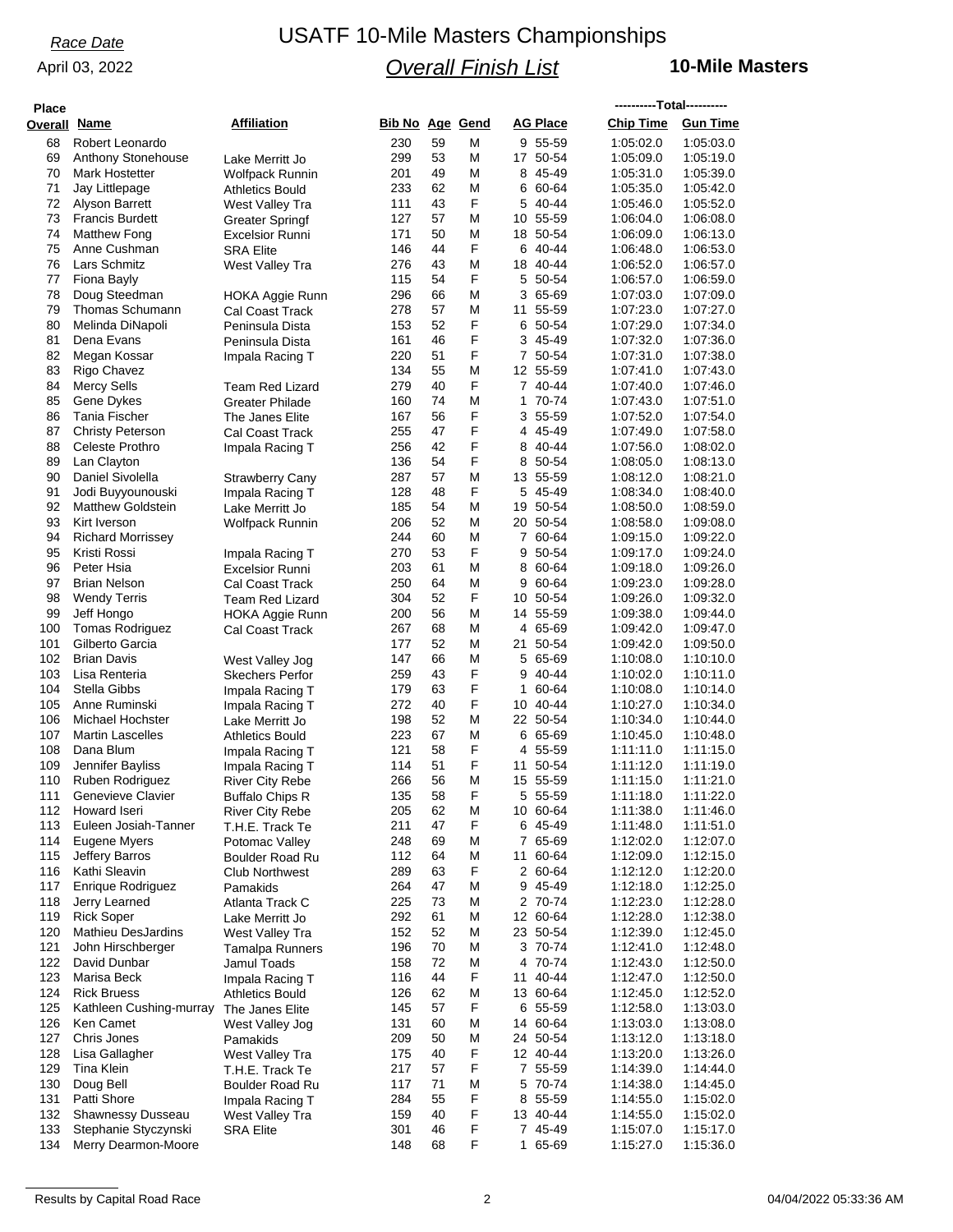# USATF 10-Mile Masters Championships

## *Overall Finish List*

*Race Date*

April 03, 2022

**10-Mile Masters**

| Place Overall | Name | Affiliation | Bib No | Age | Gend | AG Place | | Chip Time | Gun Time |
|---|---|---|---|---|---|---|---|---|---|
| 68 | Robert Leonardo | | 230 | 59 | M | 9 | 55-59 | 1:05:02.0 | 1:05:03.0 |
| 69 | Anthony Stonehouse | Lake Merritt Jo | 299 | 53 | M | 17 | 50-54 | 1:05:09.0 | 1:05:19.0 |
| 70 | Mark Hostetter | Wolfpack Runnin | 201 | 49 | M | 8 | 45-49 | 1:05:31.0 | 1:05:39.0 |
| 71 | Jay Littlepage | Athletics Bould | 233 | 62 | M | 6 | 60-64 | 1:05:35.0 | 1:05:42.0 |
| 72 | Alyson Barrett | West Valley Tra | 111 | 43 | F | 5 | 40-44 | 1:05:46.0 | 1:05:52.0 |
| 73 | Francis Burdett | Greater Springf | 127 | 57 | M | 10 | 55-59 | 1:06:04.0 | 1:06:08.0 |
| 74 | Matthew Fong | Excelsior Runni | 171 | 50 | M | 18 | 50-54 | 1:06:09.0 | 1:06:13.0 |
| 75 | Anne Cushman | SRA Elite | 146 | 44 | F | 6 | 40-44 | 1:06:48.0 | 1:06:53.0 |
| 76 | Lars Schmitz | West Valley Tra | 276 | 43 | M | 18 | 40-44 | 1:06:52.0 | 1:06:57.0 |
| 77 | Fiona Bayly | | 115 | 54 | F | 5 | 50-54 | 1:06:57.0 | 1:06:59.0 |
| 78 | Doug Steedman | HOKA Aggie Runn | 296 | 66 | M | 3 | 65-69 | 1:07:03.0 | 1:07:09.0 |
| 79 | Thomas Schumann | Cal Coast Track | 278 | 57 | M | 11 | 55-59 | 1:07:23.0 | 1:07:27.0 |
| 80 | Melinda DiNapoli | Peninsula Dista | 153 | 52 | F | 6 | 50-54 | 1:07:29.0 | 1:07:34.0 |
| 81 | Dena Evans | Peninsula Dista | 161 | 46 | F | 3 | 45-49 | 1:07:32.0 | 1:07:36.0 |
| 82 | Megan Kossar | Impala Racing T | 220 | 51 | F | 7 | 50-54 | 1:07:31.0 | 1:07:38.0 |
| 83 | Rigo Chavez | | 134 | 55 | M | 12 | 55-59 | 1:07:41.0 | 1:07:43.0 |
| 84 | Mercy Sells | Team Red Lizard | 279 | 40 | F | 7 | 40-44 | 1:07:40.0 | 1:07:46.0 |
| 85 | Gene Dykes | Greater Philade | 160 | 74 | M | 1 | 70-74 | 1:07:43.0 | 1:07:51.0 |
| 86 | Tania Fischer | The Janes Elite | 167 | 56 | F | 3 | 55-59 | 1:07:52.0 | 1:07:54.0 |
| 87 | Christy Peterson | Cal Coast Track | 255 | 47 | F | 4 | 45-49 | 1:07:49.0 | 1:07:58.0 |
| 88 | Celeste Prothro | Impala Racing T | 256 | 42 | F | 8 | 40-44 | 1:07:56.0 | 1:08:02.0 |
| 89 | Lan Clayton | | 136 | 54 | F | 8 | 50-54 | 1:08:05.0 | 1:08:13.0 |
| 90 | Daniel Sivolella | Strawberry Cany | 287 | 57 | M | 13 | 55-59 | 1:08:12.0 | 1:08:21.0 |
| 91 | Jodi Buyyounouski | Impala Racing T | 128 | 48 | F | 5 | 45-49 | 1:08:34.0 | 1:08:40.0 |
| 92 | Matthew Goldstein | Lake Merritt Jo | 185 | 54 | M | 19 | 50-54 | 1:08:50.0 | 1:08:59.0 |
| 93 | Kirt Iverson | Wolfpack Runnin | 206 | 52 | M | 20 | 50-54 | 1:08:58.0 | 1:09:08.0 |
| 94 | Richard Morrissey | | 244 | 60 | M | 7 | 60-64 | 1:09:15.0 | 1:09:22.0 |
| 95 | Kristi Rossi | Impala Racing T | 270 | 53 | F | 9 | 50-54 | 1:09:17.0 | 1:09:24.0 |
| 96 | Peter Hsia | Excelsior Runni | 203 | 61 | M | 8 | 60-64 | 1:09:18.0 | 1:09:26.0 |
| 97 | Brian Nelson | Cal Coast Track | 250 | 64 | M | 9 | 60-64 | 1:09:23.0 | 1:09:28.0 |
| 98 | Wendy Terris | Team Red Lizard | 304 | 52 | F | 10 | 50-54 | 1:09:26.0 | 1:09:32.0 |
| 99 | Jeff Hongo | HOKA Aggie Runn | 200 | 56 | M | 14 | 55-59 | 1:09:38.0 | 1:09:44.0 |
| 100 | Tomas Rodriguez | Cal Coast Track | 267 | 68 | M | 4 | 65-69 | 1:09:42.0 | 1:09:47.0 |
| 101 | Gilberto Garcia | | 177 | 52 | M | 21 | 50-54 | 1:09:42.0 | 1:09:50.0 |
| 102 | Brian Davis | West Valley Jog | 147 | 66 | M | 5 | 65-69 | 1:10:08.0 | 1:10:10.0 |
| 103 | Lisa Renteria | Skechers Perfor | 259 | 43 | F | 9 | 40-44 | 1:10:02.0 | 1:10:11.0 |
| 104 | Stella Gibbs | Impala Racing T | 179 | 63 | F | 1 | 60-64 | 1:10:08.0 | 1:10:14.0 |
| 105 | Anne Ruminski | Impala Racing T | 272 | 40 | F | 10 | 40-44 | 1:10:27.0 | 1:10:34.0 |
| 106 | Michael Hochster | Lake Merritt Jo | 198 | 52 | M | 22 | 50-54 | 1:10:34.0 | 1:10:44.0 |
| 107 | Martin Lascelles | Athletics Bould | 223 | 67 | M | 6 | 65-69 | 1:10:45.0 | 1:10:48.0 |
| 108 | Dana Blum | Impala Racing T | 121 | 58 | F | 4 | 55-59 | 1:11:11.0 | 1:11:15.0 |
| 109 | Jennifer Bayliss | Impala Racing T | 114 | 51 | F | 11 | 50-54 | 1:11:12.0 | 1:11:19.0 |
| 110 | Ruben Rodriguez | River City Rebe | 266 | 56 | M | 15 | 55-59 | 1:11:15.0 | 1:11:21.0 |
| 111 | Genevieve Clavier | Buffalo Chips R | 135 | 58 | F | 5 | 55-59 | 1:11:18.0 | 1:11:22.0 |
| 112 | Howard Iseri | River City Rebe | 205 | 62 | M | 10 | 60-64 | 1:11:38.0 | 1:11:46.0 |
| 113 | Euleen Josiah-Tanner | T.H.E. Track Te | 211 | 47 | F | 6 | 45-49 | 1:11:48.0 | 1:11:51.0 |
| 114 | Eugene Myers | Potomac Valley | 248 | 69 | M | 7 | 65-69 | 1:12:02.0 | 1:12:07.0 |
| 115 | Jeffery Barros | Boulder Road Ru | 112 | 64 | M | 11 | 60-64 | 1:12:09.0 | 1:12:15.0 |
| 116 | Kathi Sleavin | Club Northwest | 289 | 63 | F | 2 | 60-64 | 1:12:12.0 | 1:12:20.0 |
| 117 | Enrique Rodriguez | Pamakids | 264 | 47 | M | 9 | 45-49 | 1:12:18.0 | 1:12:25.0 |
| 118 | Jerry Learned | Atlanta Track C | 225 | 73 | M | 2 | 70-74 | 1:12:23.0 | 1:12:28.0 |
| 119 | Rick Soper | Lake Merritt Jo | 292 | 61 | M | 12 | 60-64 | 1:12:28.0 | 1:12:38.0 |
| 120 | Mathieu DesJardins | West Valley Tra | 152 | 52 | M | 23 | 50-54 | 1:12:39.0 | 1:12:45.0 |
| 121 | John Hirschberger | Tamalpa Runners | 196 | 70 | M | 3 | 70-74 | 1:12:41.0 | 1:12:48.0 |
| 122 | David Dunbar | Jamul Toads | 158 | 72 | M | 4 | 70-74 | 1:12:43.0 | 1:12:50.0 |
| 123 | Marisa Beck | Impala Racing T | 116 | 44 | F | 11 | 40-44 | 1:12:47.0 | 1:12:50.0 |
| 124 | Rick Bruess | Athletics Bould | 126 | 62 | M | 13 | 60-64 | 1:12:45.0 | 1:12:52.0 |
| 125 | Kathleen Cushing-murray | The Janes Elite | 145 | 57 | F | 6 | 55-59 | 1:12:58.0 | 1:13:03.0 |
| 126 | Ken Camet | West Valley Jog | 131 | 60 | M | 14 | 60-64 | 1:13:03.0 | 1:13:08.0 |
| 127 | Chris Jones | Pamakids | 209 | 50 | M | 24 | 50-54 | 1:13:12.0 | 1:13:18.0 |
| 128 | Lisa Gallagher | West Valley Tra | 175 | 40 | F | 12 | 40-44 | 1:13:20.0 | 1:13:26.0 |
| 129 | Tina Klein | T.H.E. Track Te | 217 | 57 | F | 7 | 55-59 | 1:14:39.0 | 1:14:44.0 |
| 130 | Doug Bell | Boulder Road Ru | 117 | 71 | M | 5 | 70-74 | 1:14:38.0 | 1:14:45.0 |
| 131 | Patti Shore | Impala Racing T | 284 | 55 | F | 8 | 55-59 | 1:14:55.0 | 1:15:02.0 |
| 132 | Shawnessy Dusseau | West Valley Tra | 159 | 40 | F | 13 | 40-44 | 1:14:55.0 | 1:15:02.0 |
| 133 | Stephanie Styczynski | SRA Elite | 301 | 46 | F | 7 | 45-49 | 1:15:07.0 | 1:15:17.0 |
| 134 | Merry Dearmon-Moore | | 148 | 68 | F | 1 | 65-69 | 1:15:27.0 | 1:15:36.0 |

Results by Capital Road Race

04/04/2022 05:33:36 AM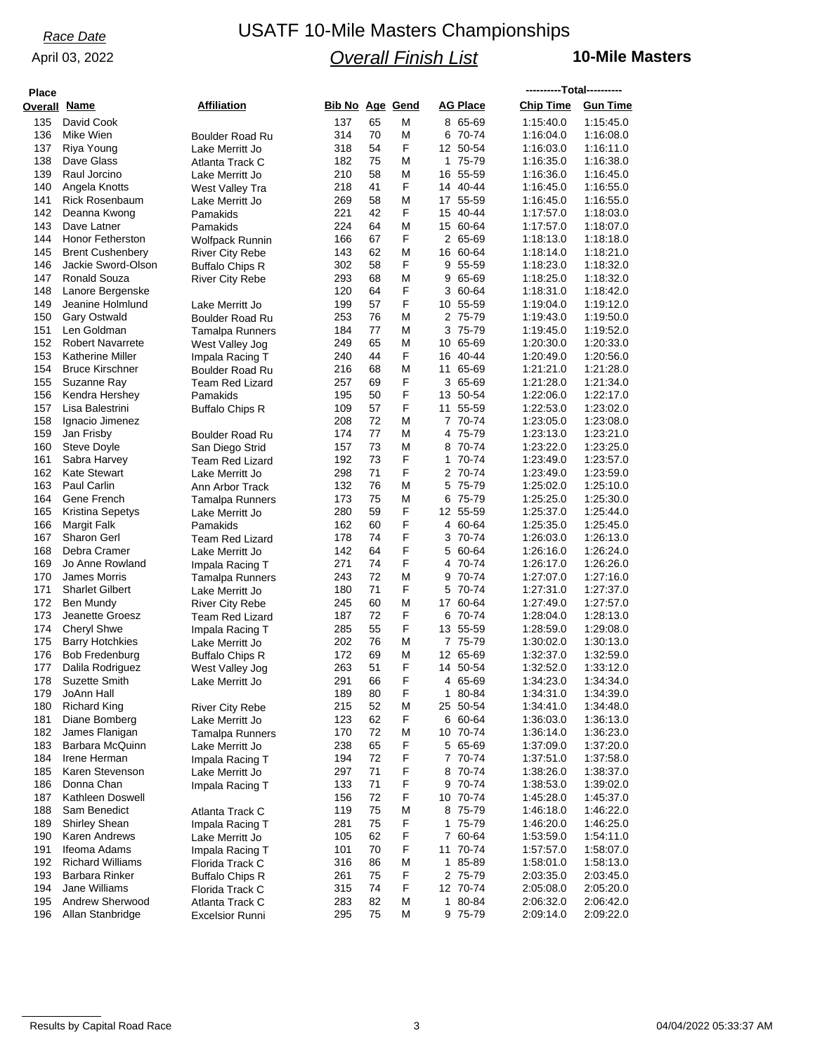*Race Date*

April 03, 2022

# USATF 10-Mile Masters Championships

## *Overall Finish List*

**10-Mile Masters**

| Place Overall | Name | Affiliation | Bib No | Age | Gend | AG Place | | Chip Time | Gun Time |
|---|---|---|---|---|---|---|---|---|---|
| 135 | David Cook | | 137 | 65 | M | 8 | 65-69 | 1:15:40.0 | 1:15:45.0 |
| 136 | Mike Wien | Boulder Road Ru | 314 | 70 | M | 6 | 70-74 | 1:16:04.0 | 1:16:08.0 |
| 137 | Riya Young | Lake Merritt Jo | 318 | 54 | F | 12 | 50-54 | 1:16:03.0 | 1:16:11.0 |
| 138 | Dave Glass | Atlanta Track C | 182 | 75 | M | 1 | 75-79 | 1:16:35.0 | 1:16:38.0 |
| 139 | Raul Jorcino | Lake Merritt Jo | 210 | 58 | M | 16 | 55-59 | 1:16:36.0 | 1:16:45.0 |
| 140 | Angela Knotts | West Valley Tra | 218 | 41 | F | 14 | 40-44 | 1:16:45.0 | 1:16:55.0 |
| 141 | Rick Rosenbaum | Lake Merritt Jo | 269 | 58 | M | 17 | 55-59 | 1:16:45.0 | 1:16:55.0 |
| 142 | Deanna Kwong | Pamakids | 221 | 42 | F | 15 | 40-44 | 1:17:57.0 | 1:18:03.0 |
| 143 | Dave Latner | Pamakids | 224 | 64 | M | 15 | 60-64 | 1:17:57.0 | 1:18:07.0 |
| 144 | Honor Fetherston | Wolfpack Runnin | 166 | 67 | F | 2 | 65-69 | 1:18:13.0 | 1:18:18.0 |
| 145 | Brent Cushenbery | River City Rebe | 143 | 62 | M | 16 | 60-64 | 1:18:14.0 | 1:18:21.0 |
| 146 | Jackie Sword-Olson | Buffalo Chips R | 302 | 58 | F | 9 | 55-59 | 1:18:23.0 | 1:18:32.0 |
| 147 | Ronald Souza | River City Rebe | 293 | 68 | M | 9 | 65-69 | 1:18:25.0 | 1:18:32.0 |
| 148 | Lanore Bergenske | | 120 | 64 | F | 3 | 60-64 | 1:18:31.0 | 1:18:42.0 |
| 149 | Jeanine Holmlund | Lake Merritt Jo | 199 | 57 | F | 10 | 55-59 | 1:19:04.0 | 1:19:12.0 |
| 150 | Gary Ostwald | Boulder Road Ru | 253 | 76 | M | 2 | 75-79 | 1:19:43.0 | 1:19:50.0 |
| 151 | Len Goldman | Tamalpa Runners | 184 | 77 | M | 3 | 75-79 | 1:19:45.0 | 1:19:52.0 |
| 152 | Robert Navarrete | West Valley Jog | 249 | 65 | M | 10 | 65-69 | 1:20:30.0 | 1:20:33.0 |
| 153 | Katherine Miller | Impala Racing T | 240 | 44 | F | 16 | 40-44 | 1:20:49.0 | 1:20:56.0 |
| 154 | Bruce Kirschner | Boulder Road Ru | 216 | 68 | M | 11 | 65-69 | 1:21:21.0 | 1:21:28.0 |
| 155 | Suzanne Ray | Team Red Lizard | 257 | 69 | F | 3 | 65-69 | 1:21:28.0 | 1:21:34.0 |
| 156 | Kendra Hershey | Pamakids | 195 | 50 | F | 13 | 50-54 | 1:22:06.0 | 1:22:17.0 |
| 157 | Lisa Balestrini | Buffalo Chips R | 109 | 57 | F | 11 | 55-59 | 1:22:53.0 | 1:23:02.0 |
| 158 | Ignacio Jimenez | | 208 | 72 | M | 7 | 70-74 | 1:23:05.0 | 1:23:08.0 |
| 159 | Jan Frisby | Boulder Road Ru | 174 | 77 | M | 4 | 75-79 | 1:23:13.0 | 1:23:21.0 |
| 160 | Steve Doyle | San Diego Strid | 157 | 73 | M | 8 | 70-74 | 1:23:22.0 | 1:23:25.0 |
| 161 | Sabra Harvey | Team Red Lizard | 192 | 73 | F | 1 | 70-74 | 1:23:49.0 | 1:23:57.0 |
| 162 | Kate Stewart | Lake Merritt Jo | 298 | 71 | F | 2 | 70-74 | 1:23:49.0 | 1:23:59.0 |
| 163 | Paul Carlin | Ann Arbor Track | 132 | 76 | M | 5 | 75-79 | 1:25:02.0 | 1:25:10.0 |
| 164 | Gene French | Tamalpa Runners | 173 | 75 | M | 6 | 75-79 | 1:25:25.0 | 1:25:30.0 |
| 165 | Kristina Sepetys | Lake Merritt Jo | 280 | 59 | F | 12 | 55-59 | 1:25:37.0 | 1:25:44.0 |
| 166 | Margit Falk | Pamakids | 162 | 60 | F | 4 | 60-64 | 1:25:35.0 | 1:25:45.0 |
| 167 | Sharon Gerl | Team Red Lizard | 178 | 74 | F | 3 | 70-74 | 1:26:03.0 | 1:26:13.0 |
| 168 | Debra Cramer | Lake Merritt Jo | 142 | 64 | F | 5 | 60-64 | 1:26:16.0 | 1:26:24.0 |
| 169 | Jo Anne Rowland | Impala Racing T | 271 | 74 | F | 4 | 70-74 | 1:26:17.0 | 1:26:26.0 |
| 170 | James Morris | Tamalpa Runners | 243 | 72 | M | 9 | 70-74 | 1:27:07.0 | 1:27:16.0 |
| 171 | Sharlet Gilbert | Lake Merritt Jo | 180 | 71 | F | 5 | 70-74 | 1:27:31.0 | 1:27:37.0 |
| 172 | Ben Mundy | River City Rebe | 245 | 60 | M | 17 | 60-64 | 1:27:49.0 | 1:27:57.0 |
| 173 | Jeanette Groesz | Team Red Lizard | 187 | 72 | F | 6 | 70-74 | 1:28:04.0 | 1:28:13.0 |
| 174 | Cheryl Shwe | Impala Racing T | 285 | 55 | F | 13 | 55-59 | 1:28:59.0 | 1:29:08.0 |
| 175 | Barry Hotchkies | Lake Merritt Jo | 202 | 76 | M | 7 | 75-79 | 1:30:02.0 | 1:30:13.0 |
| 176 | Bob Fredenburg | Buffalo Chips R | 172 | 69 | M | 12 | 65-69 | 1:32:37.0 | 1:32:59.0 |
| 177 | Dalila Rodriguez | West Valley Jog | 263 | 51 | F | 14 | 50-54 | 1:32:52.0 | 1:33:12.0 |
| 178 | Suzette Smith | Lake Merritt Jo | 291 | 66 | F | 4 | 65-69 | 1:34:23.0 | 1:34:34.0 |
| 179 | JoAnn Hall | | 189 | 80 | F | 1 | 80-84 | 1:34:31.0 | 1:34:39.0 |
| 180 | Richard King | River City Rebe | 215 | 52 | M | 25 | 50-54 | 1:34:41.0 | 1:34:48.0 |
| 181 | Diane Bomberg | Lake Merritt Jo | 123 | 62 | F | 6 | 60-64 | 1:36:03.0 | 1:36:13.0 |
| 182 | James Flanigan | Tamalpa Runners | 170 | 72 | M | 10 | 70-74 | 1:36:14.0 | 1:36:23.0 |
| 183 | Barbara McQuinn | Lake Merritt Jo | 238 | 65 | F | 5 | 65-69 | 1:37:09.0 | 1:37:20.0 |
| 184 | Irene Herman | Impala Racing T | 194 | 72 | F | 7 | 70-74 | 1:37:51.0 | 1:37:58.0 |
| 185 | Karen Stevenson | Lake Merritt Jo | 297 | 71 | F | 8 | 70-74 | 1:38:26.0 | 1:38:37.0 |
| 186 | Donna Chan | Impala Racing T | 133 | 71 | F | 9 | 70-74 | 1:38:53.0 | 1:39:02.0 |
| 187 | Kathleen Doswell | | 156 | 72 | F | 10 | 70-74 | 1:45:28.0 | 1:45:37.0 |
| 188 | Sam Benedict | Atlanta Track C | 119 | 75 | M | 8 | 75-79 | 1:46:18.0 | 1:46:22.0 |
| 189 | Shirley Shean | Impala Racing T | 281 | 75 | F | 1 | 75-79 | 1:46:20.0 | 1:46:25.0 |
| 190 | Karen Andrews | Lake Merritt Jo | 105 | 62 | F | 7 | 60-64 | 1:53:59.0 | 1:54:11.0 |
| 191 | Ifeoma Adams | Impala Racing T | 101 | 70 | F | 11 | 70-74 | 1:57:57.0 | 1:58:07.0 |
| 192 | Richard Williams | Florida Track C | 316 | 86 | M | 1 | 85-89 | 1:58:01.0 | 1:58:13.0 |
| 193 | Barbara Rinker | Buffalo Chips R | 261 | 75 | F | 2 | 75-79 | 2:03:35.0 | 2:03:45.0 |
| 194 | Jane Williams | Florida Track C | 315 | 74 | F | 12 | 70-74 | 2:05:08.0 | 2:05:20.0 |
| 195 | Andrew Sherwood | Atlanta Track C | 283 | 82 | M | 1 | 80-84 | 2:06:32.0 | 2:06:42.0 |
| 196 | Allan Stanbridge | Excelsior Runni | 295 | 75 | M | 9 | 75-79 | 2:09:14.0 | 2:09:22.0 |

Results by Capital Road Race

04/04/2022 05:33:37 AM